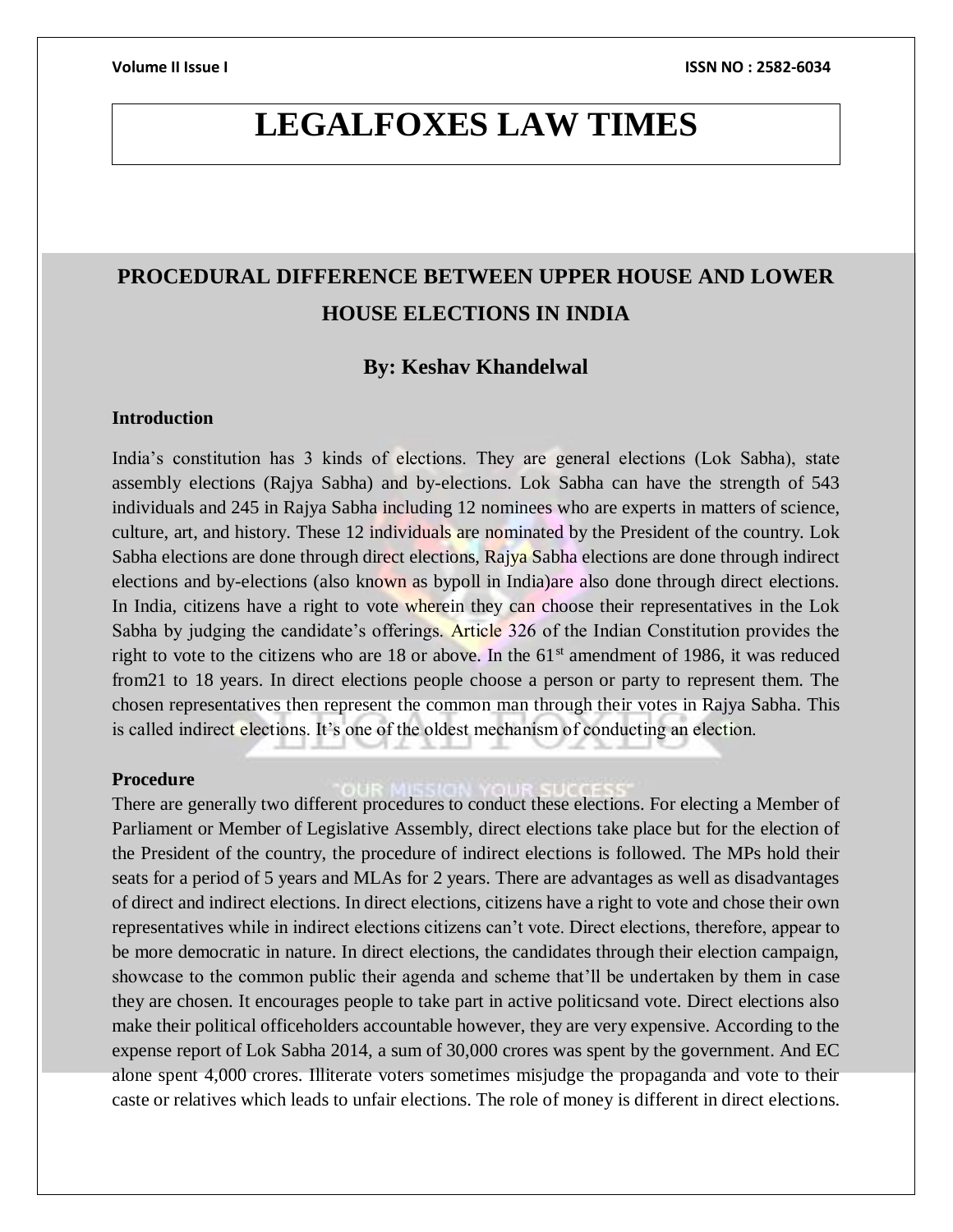# LEGALFOXES LAW TIMES

## PROCEDURAL DIFFERENCE BETWEEN UPPER HOUSE AND LOWER HOUSE ELECTIONS IN INDIA

### By: Keshav Khandelwal

**Introduction**

India's constitution has 3 kinds of elections. They are general elections (Lok Sabha), state assembly elections (Rajya Sabha) and by-elections. Lok Sabha can have the strength of 543 individuals and 245 in Rajya Sabha including 12 nominees who are experts in matters of science, culture, art, and history. These 12 individuals are nominated by the President of the country. Lok Sabha elections are done through direct elections, Rajya Sabha elections are done through indirect elections and by-elections (also known as bypoll in India)are also done through direct elections. In India, citizens have a right to vote wherein they can choose their representatives in the Lok Sabha by judging the candidate's offerings. Article 326 of the Indian Constitution provides the right to vote to the citizens who are 18 or above. In the 61st amendment of 1986, it was reduced from21 to 18 years. In direct elections people choose a person or party to represent them. The chosen representatives then represent the common man through their votes in Rajya Sabha. This is called indirect elections. It's one of the oldest mechanism of conducting an election.

**Procedure**

There are generally two different procedures to conduct these elections. For electing a Member of Parliament or Member of Legislative Assembly, direct elections take place but for the election of the President of the country, the procedure of indirect elections is followed. The MPs hold their seats for a period of 5 years and MLAs for 2 years. There are advantages as well as disadvantages of direct and indirect elections. In direct elections, citizens have a right to vote and chose their own representatives while in indirect elections citizens can't vote. Direct elections, therefore, appear to be more democratic in nature. In direct elections, the candidates through their election campaign, showcase to the common public their agenda and scheme that'll be undertaken by them in case they are chosen. It encourages people to take part in active politicsand vote. Direct elections also make their political officeholders accountable however, they are very expensive. According to the expense report of Lok Sabha 2014, a sum of 30,000 crores was spent by the government. And EC alone spent 4,000 crores. Illiterate voters sometimes misjudge the propaganda and vote to their caste or relatives which leads to unfair elections. The role of money is different in direct elections.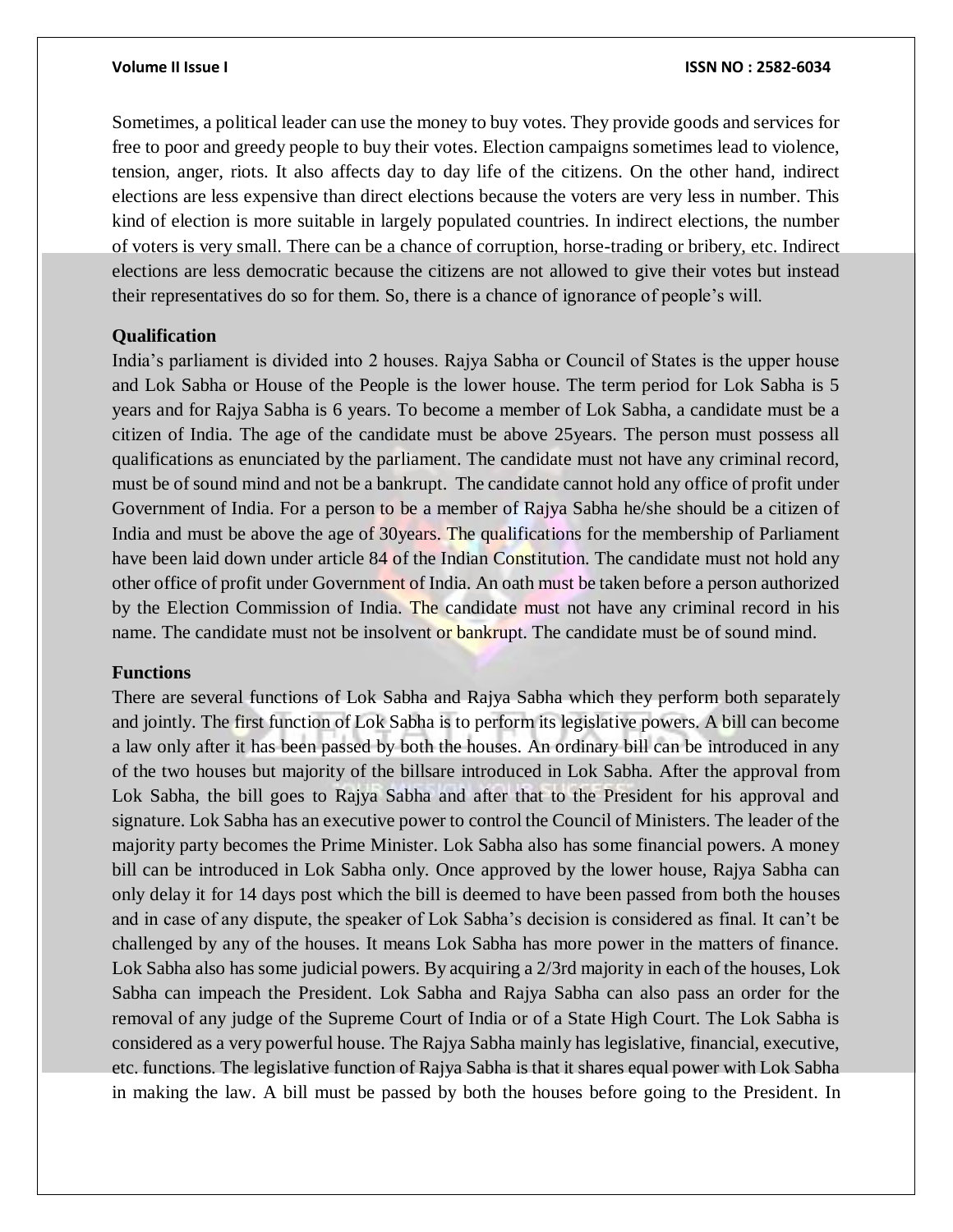Sometimes, a political leader can use the money to buy votes. They provide goods and services for free to poor and greedy people to buy their votes. Election campaigns sometimes lead to violence, tension, anger, riots. It also affects day to day life of the citizens. On the other hand, indirect elections are less expensive than direct elections because the voters are very less in number. This kind of election is more suitable in largely populated countries. In indirect elections, the number of voters is very small. There can be a chance of corruption, horse-trading or bribery, etc. Indirect elections are less democratic because the citizens are not allowed to give their votes but instead their representatives do so for them. So, there is a chance of ignorance of people's will.

**Qualification**

India's parliament is divided into 2 houses. Rajya Sabha or Council of States is the upper house and Lok Sabha or House of the People is the lower house. The term period for Lok Sabha is 5 years and for Rajya Sabha is 6 years. To become a member of Lok Sabha, a candidate must be a citizen of India. The age of the candidate must be above 25years. The person must possess all qualifications as enunciated by the parliament. The candidate must not have any criminal record, must be of sound mind and not be a bankrupt. The candidate cannot hold any office of profit under Government of India. For a person to be a member of Rajya Sabha he/she should be a citizen of India and must be above the age of 30years. The qualifications for the membership of Parliament have been laid down under article 84 of the Indian Constitution. The candidate must not hold any other office of profit under Government of India. An oath must be taken before a person authorized by the Election Commission of India. The candidate must not have any criminal record in his name. The candidate must not be insolvent or bankrupt. The candidate must be of sound mind.

**Functions**

There are several functions of Lok Sabha and Rajya Sabha which they perform both separately and jointly. The first function of Lok Sabha is to perform its legislative powers. A bill can become a law only after it has been passed by both the houses. An ordinary bill can be introduced in any of the two houses but majority of the billsare introduced in Lok Sabha. After the approval from Lok Sabha, the bill goes to Rajya Sabha and after that to the President for his approval and signature. Lok Sabha has an executive power to control the Council of Ministers. The leader of the majority party becomes the Prime Minister. Lok Sabha also has some financial powers. A money bill can be introduced in Lok Sabha only. Once approved by the lower house, Rajya Sabha can only delay it for 14 days post which the bill is deemed to have been passed from both the houses and in case of any dispute, the speaker of Lok Sabha's decision is considered as final. It can't be challenged by any of the houses. It means Lok Sabha has more power in the matters of finance. Lok Sabha also has some judicial powers. By acquiring a 2/3rd majority in each of the houses, Lok Sabha can impeach the President. Lok Sabha and Rajya Sabha can also pass an order for the removal of any judge of the Supreme Court of India or of a State High Court. The Lok Sabha is considered as a very powerful house. The Rajya Sabha mainly has legislative, financial, executive, etc. functions. The legislative function of Rajya Sabha is that it shares equal power with Lok Sabha in making the law. A bill must be passed by both the houses before going to the President. In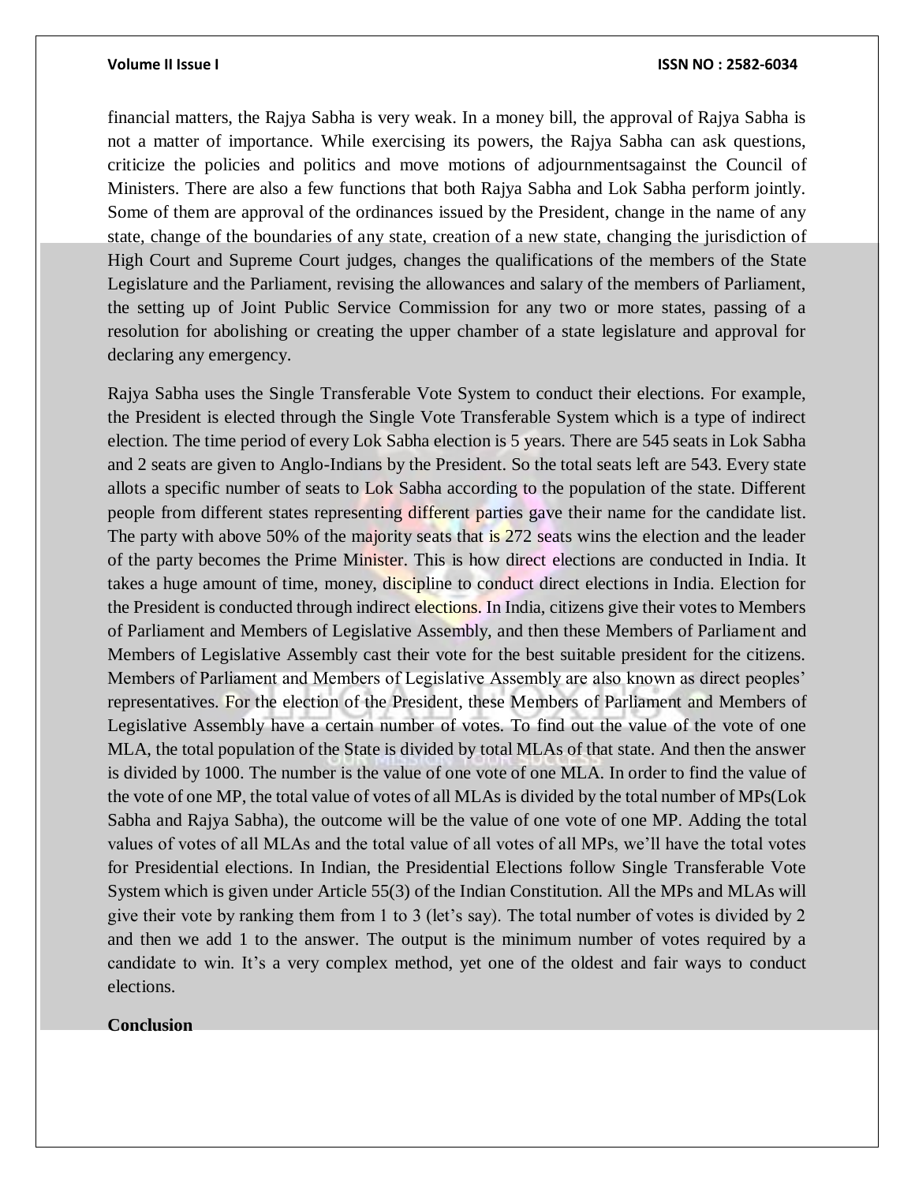financial matters, the Rajya Sabha is very weak. In a money bill, the approval of Rajya Sabha is not a matter of importance. While exercising its powers, the Rajya Sabha can ask questions, criticize the policies and politics and move motions of adjournmentsagainst the Council of Ministers. There are also a few functions that both Rajya Sabha and Lok Sabha perform jointly. Some of them are approval of the ordinances issued by the President, change in the name of any state, change of the boundaries of any state, creation of a new state, changing the jurisdiction of High Court and Supreme Court judges, changes the qualifications of the members of the State Legislature and the Parliament, revising the allowances and salary of the members of Parliament, the setting up of Joint Public Service Commission for any two or more states, passing of a resolution for abolishing or creating the upper chamber of a state legislature and approval for declaring any emergency.

Rajya Sabha uses the Single Transferable Vote System to conduct their elections. For example, the President is elected through the Single Vote Transferable System which is a type of indirect election. The time period of every Lok Sabha election is 5 years. There are 545 seats in Lok Sabha and 2 seats are given to Anglo-Indians by the President. So the total seats left are 543. Every state allots a specific number of seats to Lok Sabha according to the population of the state. Different people from different states representing different parties gave their name for the candidate list. The party with above 50% of the majority seats that is 272 seats wins the election and the leader of the party becomes the Prime Minister. This is how direct elections are conducted in India. It takes a huge amount of time, money, discipline to conduct direct elections in India. Election for the President is conducted through indirect elections. In India, citizens give their votes to Members of Parliament and Members of Legislative Assembly, and then these Members of Parliament and Members of Legislative Assembly cast their vote for the best suitable president for the citizens. Members of Parliament and Members of Legislative Assembly are also known as direct peoples' representatives. For the election of the President, these Members of Parliament and Members of Legislative Assembly have a certain number of votes. To find out the value of the vote of one MLA, the total population of the State is divided by total MLAs of that state. And then the answer is divided by 1000. The number is the value of one vote of one MLA. In order to find the value of the vote of one MP, the total value of votes of all MLAs is divided by the total number of MPs(Lok Sabha and Rajya Sabha), the outcome will be the value of one vote of one MP. Adding the total values of votes of all MLAs and the total value of all votes of all MPs, we'll have the total votes for Presidential elections. In Indian, the Presidential Elections follow Single Transferable Vote System which is given under Article 55(3) of the Indian Constitution. All the MPs and MLAs will give their vote by ranking them from 1 to 3 (let's say). The total number of votes is divided by 2 and then we add 1 to the answer. The output is the minimum number of votes required by a candidate to win. It's a very complex method, yet one of the oldest and fair ways to conduct elections.

**Conclusion**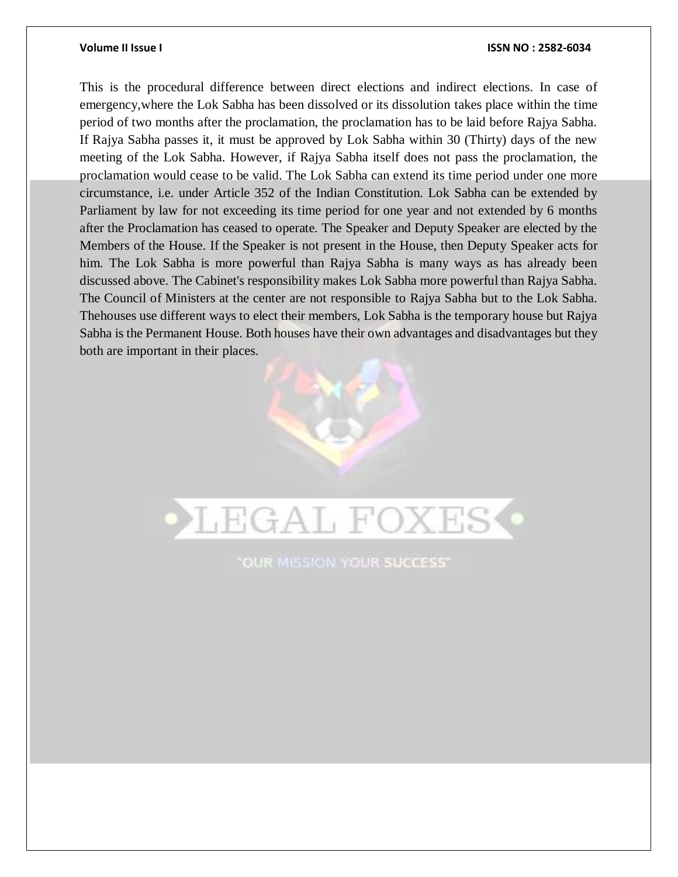This is the procedural difference between direct elections and indirect elections. In case of emergency,where the Lok Sabha has been dissolved or its dissolution takes place within the time period of two months after the proclamation, the proclamation has to be laid before Rajya Sabha. If Rajya Sabha passes it, it must be approved by Lok Sabha within 30 (Thirty) days of the new meeting of the Lok Sabha. However, if Rajya Sabha itself does not pass the proclamation, the proclamation would cease to be valid. The Lok Sabha can extend its time period under one more circumstance, i.e. under Article 352 of the Indian Constitution. Lok Sabha can be extended by Parliament by law for not exceeding its time period for one year and not extended by 6 months after the Proclamation has ceased to operate. The Speaker and Deputy Speaker are elected by the Members of the House. If the Speaker is not present in the House, then Deputy Speaker acts for him. The Lok Sabha is more powerful than Rajya Sabha is many ways as has already been discussed above. The Cabinet's responsibility makes Lok Sabha more powerful than Rajya Sabha. The Council of Ministers at the center are not responsible to Rajya Sabha but to the Lok Sabha. Thehouses use different ways to elect their members, Lok Sabha is the temporary house but Rajya Sabha is the Permanent House. Both houses have their own advantages and disadvantages but they both are important in their places.